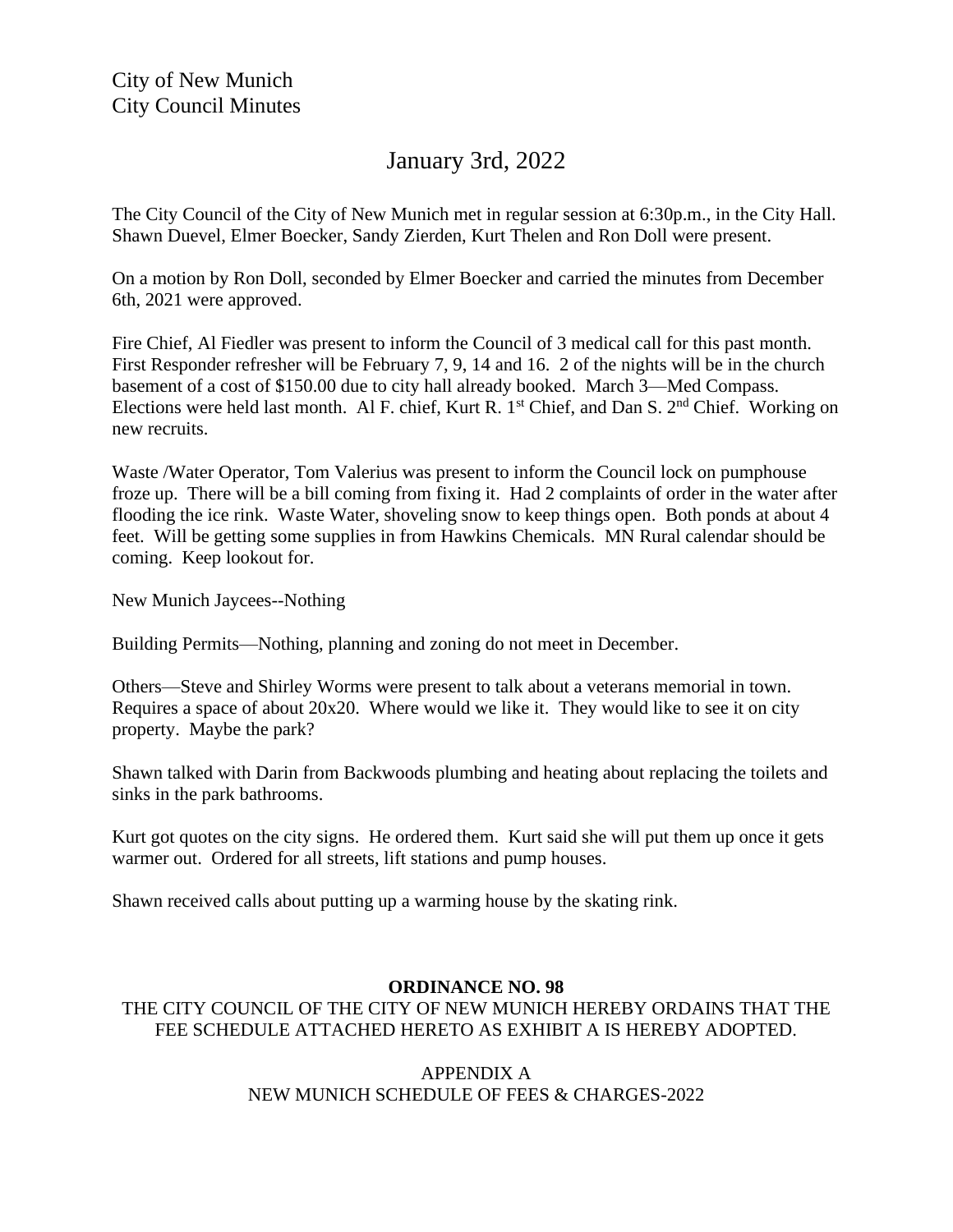City of New Munich
City Council Minutes

# January 3rd, 2022

The City Council of the City of New Munich met in regular session at 6:30p.m., in the City Hall. Shawn Duevel, Elmer Boecker, Sandy Zierden, Kurt Thelen and Ron Doll were present.

On a motion by Ron Doll, seconded by Elmer Boecker and carried the minutes from December 6th, 2021 were approved.

Fire Chief, Al Fiedler was present to inform the Council of 3 medical call for this past month. First Responder refresher will be February 7, 9, 14 and 16. 2 of the nights will be in the church basement of a cost of $150.00 due to city hall already booked. March 3—Med Compass. Elections were held last month. Al F. chief, Kurt R. 1st Chief, and Dan S. 2nd Chief. Working on new recruits.

Waste /Water Operator, Tom Valerius was present to inform the Council lock on pumphouse froze up. There will be a bill coming from fixing it. Had 2 complaints of order in the water after flooding the ice rink. Waste Water, shoveling snow to keep things open. Both ponds at about 4 feet. Will be getting some supplies in from Hawkins Chemicals. MN Rural calendar should be coming. Keep lookout for.

New Munich Jaycees--Nothing

Building Permits—Nothing, planning and zoning do not meet in December.

Others—Steve and Shirley Worms were present to talk about a veterans memorial in town. Requires a space of about 20x20. Where would we like it. They would like to see it on city property. Maybe the park?

Shawn talked with Darin from Backwoods plumbing and heating about replacing the toilets and sinks in the park bathrooms.

Kurt got quotes on the city signs. He ordered them. Kurt said she will put them up once it gets warmer out. Ordered for all streets, lift stations and pump houses.

Shawn received calls about putting up a warming house by the skating rink.

**ORDINANCE NO. 98**

THE CITY COUNCIL OF THE CITY OF NEW MUNICH HEREBY ORDAINS THAT THE FEE SCHEDULE ATTACHED HERETO AS EXHIBIT A IS HEREBY ADOPTED.

APPENDIX A
NEW MUNICH SCHEDULE OF FEES & CHARGES-2022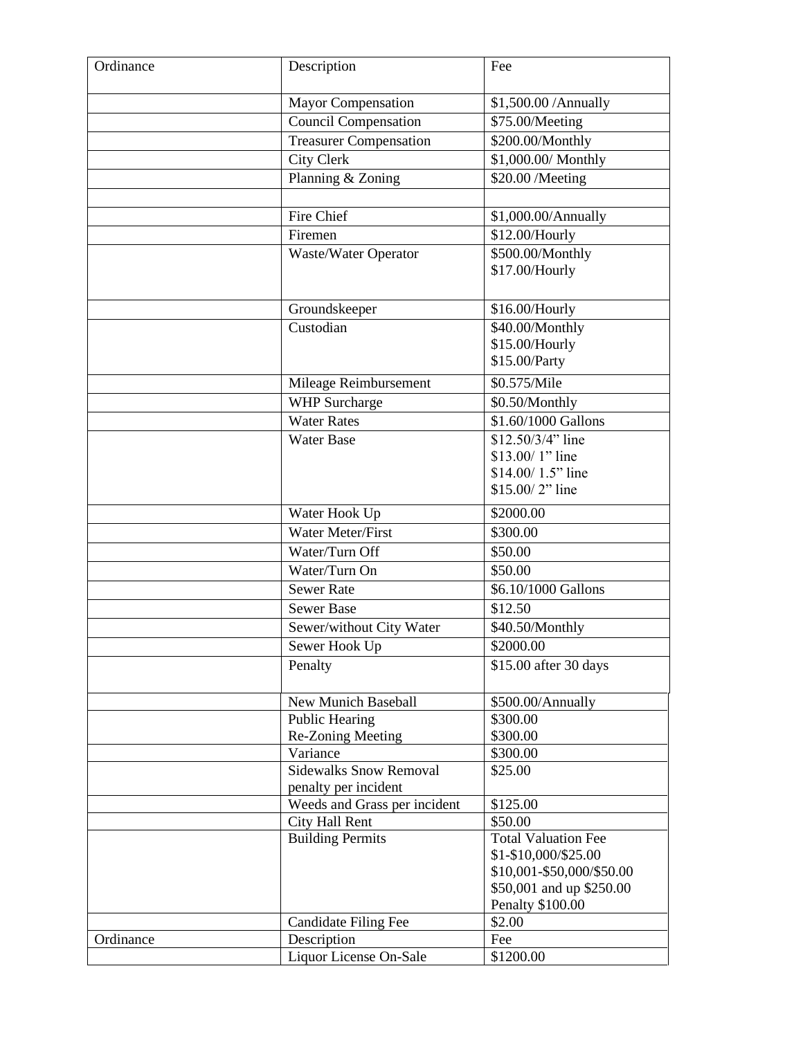| Ordinance | Description | Fee |
|---|---|---|
| | Mayor Compensation | $1,500.00 /Annually |
| | Council Compensation | $75.00/Meeting |
| | Treasurer Compensation | $200.00/Monthly |
| | City Clerk | $1,000.00/ Monthly |
| | Planning & Zoning | $20.00 /Meeting |
| | | |
| | Fire Chief | $1,000.00/Annually |
| | Firemen | $12.00/Hourly |
| | Waste/Water Operator | $500.00/Monthly<br>$17.00/Hourly |
| | Groundskeeper | $16.00/Hourly |
| | Custodian | $40.00/Monthly<br>$15.00/Hourly<br>$15.00/Party |
| | Mileage Reimbursement | $0.575/Mile |
| | WHP Surcharge | $0.50/Monthly |
| | Water Rates | $1.60/1000 Gallons |
| | Water Base | $12.50/3/4" line<br>$13.00/ 1" line<br>$14.00/ 1.5" line<br>$15.00/ 2" line |
| | Water Hook Up | $2000.00 |
| | Water Meter/First | $300.00 |
| | Water/Turn Off | $50.00 |
| | Water/Turn On | $50.00 |
| | Sewer Rate | $6.10/1000 Gallons |
| | Sewer Base | $12.50 |
| | Sewer/without City Water | $40.50/Monthly |
| | Sewer Hook Up | $2000.00 |
| | Penalty | $15.00 after 30 days |
| | New Munich Baseball | $500.00/Annually |
| | Public Hearing<br>Re-Zoning Meeting | $300.00<br>$300.00 |
| | Variance | $300.00 |
| | Sidewalks Snow Removal penalty per incident | $25.00 |
| | Weeds and Grass per incident | $125.00 |
| | City Hall Rent | $50.00 |
| | Building Permits | Total Valuation Fee<br>$1-$10,000/$25.00<br>$10,001-$50,000/$50.00<br>$50,001 and up $250.00<br>Penalty $100.00 |
| | Candidate Filing Fee | $2.00 |
| Ordinance | Description | Fee |
| | Liquor License On-Sale | $1200.00 |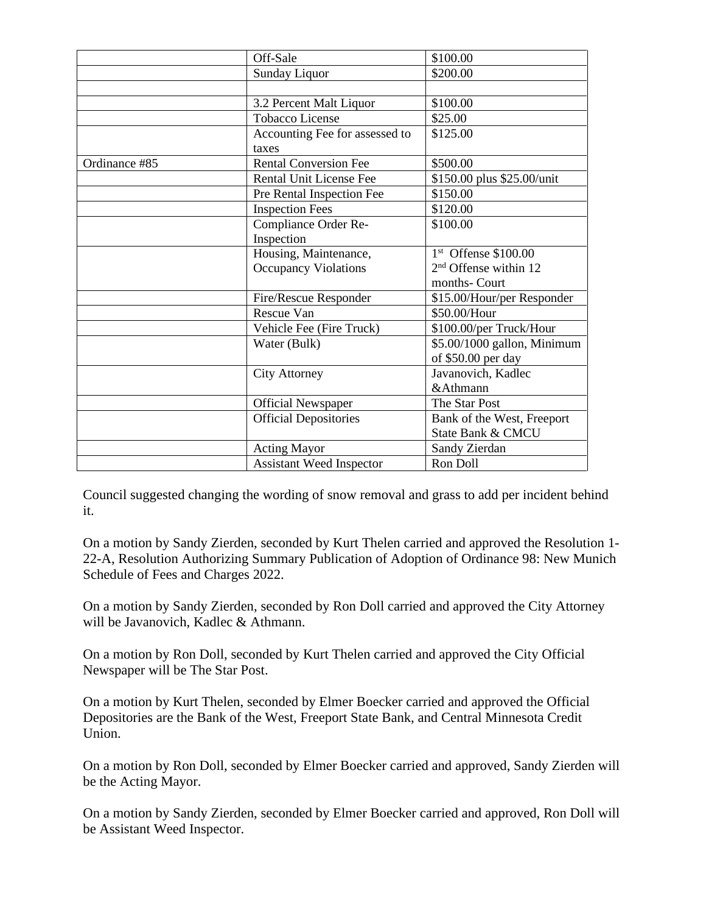| | | |
|---|---|---|
| | Off-Sale | $100.00 |
| | Sunday Liquor | $200.00 |
| | | |
| | 3.2 Percent Malt Liquor | $100.00 |
| | Tobacco License | $25.00 |
| | Accounting Fee for assessed to taxes | $125.00 |
| Ordinance #85 | Rental Conversion Fee | $500.00 |
| | Rental Unit License Fee | $150.00 plus $25.00/unit |
| | Pre Rental Inspection Fee | $150.00 |
| | Inspection Fees | $120.00 |
| | Compliance Order Re-Inspection | $100.00 |
| | Housing, Maintenance, Occupancy Violations | 1st Offense $100.00<br>2nd Offense within 12 months- Court |
| | Fire/Rescue Responder | $15.00/Hour/per Responder |
| | Rescue Van | $50.00/Hour |
| | Vehicle Fee (Fire Truck) | $100.00/per Truck/Hour |
| | Water (Bulk) | $5.00/1000 gallon, Minimum of $50.00 per day |
| | City Attorney | Javanovich, Kadlec &Athmann |
| | Official Newspaper | The Star Post |
| | Official Depositories | Bank of the West, Freeport State Bank & CMCU |
| | Acting Mayor | Sandy Zierdan |
| | Assistant Weed Inspector | Ron Doll |

Council suggested changing the wording of snow removal and grass to add per incident behind it.

On a motion by Sandy Zierden, seconded by Kurt Thelen carried and approved the Resolution 1-22-A, Resolution Authorizing Summary Publication of Adoption of Ordinance 98: New Munich Schedule of Fees and Charges 2022.

On a motion by Sandy Zierden, seconded by Ron Doll carried and approved the City Attorney will be Javanovich, Kadlec & Athmann.

On a motion by Ron Doll, seconded by Kurt Thelen carried and approved the City Official Newspaper will be The Star Post.

On a motion by Kurt Thelen, seconded by Elmer Boecker carried and approved the Official Depositories are the Bank of the West, Freeport State Bank, and Central Minnesota Credit Union.

On a motion by Ron Doll, seconded by Elmer Boecker carried and approved, Sandy Zierden will be the Acting Mayor.

On a motion by Sandy Zierden, seconded by Elmer Boecker carried and approved, Ron Doll will be Assistant Weed Inspector.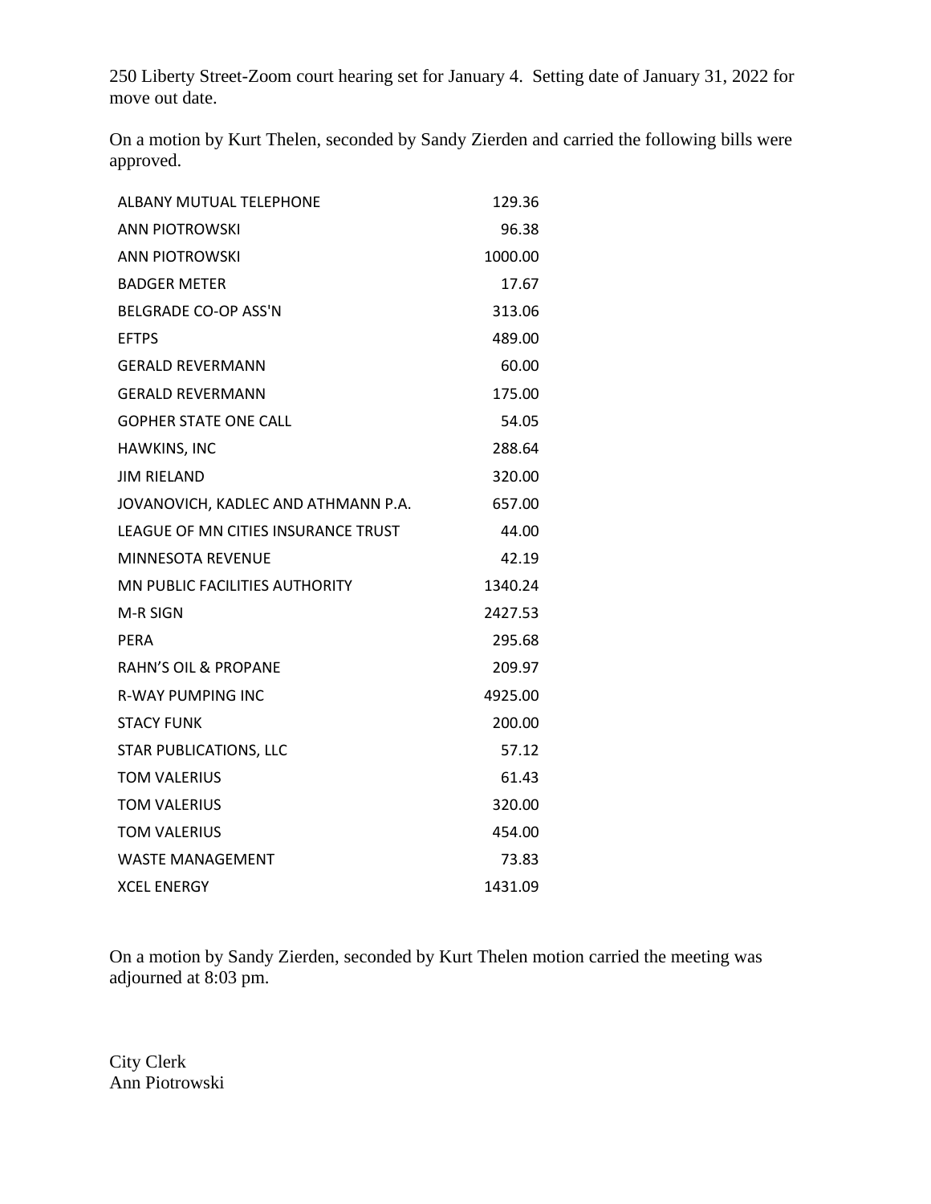250 Liberty Street-Zoom court hearing set for January 4. Setting date of January 31, 2022 for move out date.

On a motion by Kurt Thelen, seconded by Sandy Zierden and carried the following bills were approved.

| | |
|---|---|
| ALBANY MUTUAL TELEPHONE | 129.36 |
| ANN PIOTROWSKI | 96.38 |
| ANN PIOTROWSKI | 1000.00 |
| BADGER METER | 17.67 |
| BELGRADE CO-OP ASS'N | 313.06 |
| EFTPS | 489.00 |
| GERALD REVERMANN | 60.00 |
| GERALD REVERMANN | 175.00 |
| GOPHER STATE ONE CALL | 54.05 |
| HAWKINS, INC | 288.64 |
| JIM RIELAND | 320.00 |
| JOVANOVICH, KADLEC AND ATHMANN P.A. | 657.00 |
| LEAGUE OF MN CITIES INSURANCE TRUST | 44.00 |
| MINNESOTA REVENUE | 42.19 |
| MN PUBLIC FACILITIES AUTHORITY | 1340.24 |
| M-R SIGN | 2427.53 |
| PERA | 295.68 |
| RAHN'S OIL & PROPANE | 209.97 |
| R-WAY PUMPING INC | 4925.00 |
| STACY FUNK | 200.00 |
| STAR PUBLICATIONS, LLC | 57.12 |
| TOM VALERIUS | 61.43 |
| TOM VALERIUS | 320.00 |
| TOM VALERIUS | 454.00 |
| WASTE MANAGEMENT | 73.83 |
| XCEL ENERGY | 1431.09 |

On a motion by Sandy Zierden, seconded by Kurt Thelen motion carried the meeting was adjourned at 8:03 pm.

City Clerk
Ann Piotrowski